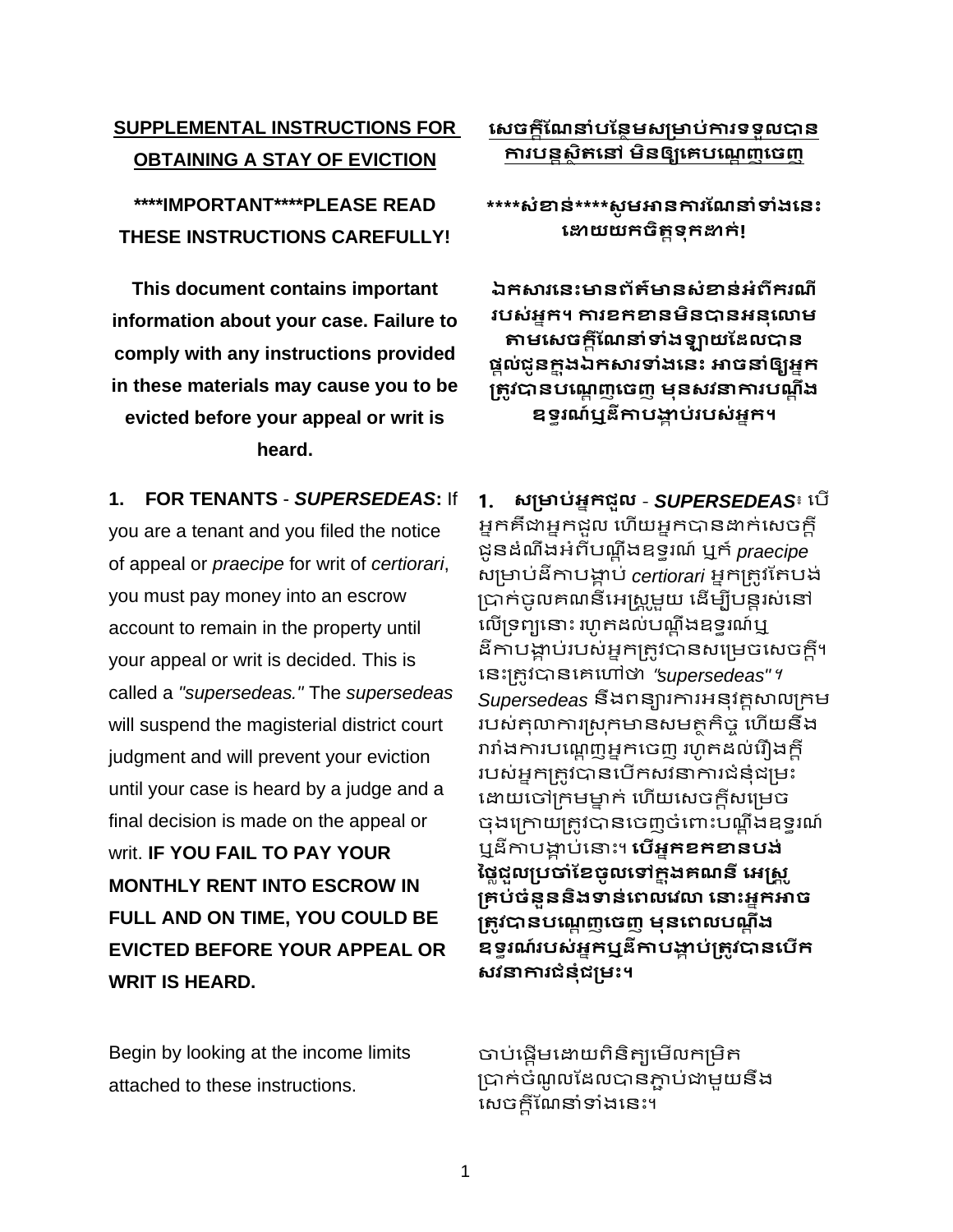## SUPPLEMENTAL INSTRUCTIONS FOR OBTAINING A STAY OF EVICTION

**\*\*\*\*IMPORTANT\*\*\*\*PLEASE READ THESE INSTRUCTIONS CAREFULLY!**

**This document contains important information about your case. Failure to comply with any instructions provided in these materials may cause you to be evicted before your appeal or writ is heard.**

**1. FOR TENANTS** - ***SUPERSEDEAS*:** If you are a tenant and you filed the notice of appeal or *praecipe* for writ of *certiorari*, you must pay money into an escrow account to remain in the property until your appeal or writ is decided. This is called a *"supersedeas."* The *supersedeas* will suspend the magisterial district court judgment and will prevent your eviction until your case is heard by a judge and a final decision is made on the appeal or writ. **IF YOU FAIL TO PAY YOUR MONTHLY RENT INTO ESCROW IN FULL AND ON TIME, YOU COULD BE EVICTED BEFORE YOUR APPEAL OR WRIT IS HEARD.**

Begin by looking at the income limits attached to these instructions.

## សេចក្តីណែនាំបន្ថែមសម្រាប់ការទទួលបានការបន្តស្ថិតនៅ មិនឲ្យគេបណ្តេញចេញ

**\*\*\*\*សំខាន់\*\*\*\*សូមអានការណែនាំទាំងនេះដោយយកចិត្តទុកដាក់!**

**ឯកសារនេះមានព័ត៌មានសំខាន់អំពីករណីរបស់អ្នក។ ការខកខានមិនបានអនុលោមតាមសេចក្តីណែនាំទាំងឡាយដែលបានផ្តល់ជូនក្នុងឯកសារទាំងនេះ អាចនាំឲ្យអ្នកត្រូវបានបណ្តេញចេញ មុនសវនាការបណ្តឹងឧទ្ធរណ៍ឬដីកាបង្គាប់របស់អ្នក។**

**1. សម្រាប់អ្នកជួល** - ***SUPERSEDEAS*៖** បើអ្នកគឺជាអ្នកជួល ហើយអ្នកបានដាក់សេចក្តីជូនដំណឹងអំពីបណ្តឹងឧទ្ធរណ៍ ឬក៏ *praecipe* សម្រាប់ដីកាបង្គាប់ *certiorari* អ្នកត្រូវតែបង់ប្រាក់ចូលគណនីអេស្ក្រូមួយ ដើម្បីបន្តរស់នៅលើទ្រព្យនោះ រហូតដល់បណ្តឹងឧទ្ធរណ៍ឬដីកាបង្គាប់របស់អ្នកត្រូវបានសម្រេចសេចក្តី។ នេះត្រូវបានគេហៅថា *"supersedeas"*។ *Supersedeas* នឹងពន្យារការអនុវត្តសាលក្រមរបស់តុលាការស្រុកមានសមត្ថកិច្ច ហើយនឹងរារាំងការបណ្តេញអ្នកចេញ រហូតដល់រឿងក្តីរបស់អ្នកត្រូវបានបើកសវនាការជំនុំជម្រះដោយចៅក្រមម្នាក់ ហើយសេចក្តីសម្រេចចុងក្រោយត្រូវបានចេញចំពោះបណ្តឹងឧទ្ធរណ៍ឬដីកាបង្គាប់នោះ។ **បើអ្នកខកខានបង់ថ្លៃជួលប្រចាំខែចូលទៅក្នុងគណនី អេស្ក្រូគ្រប់ចំនួននិងទាន់ពេលវេលា នោះអ្នកអាចត្រូវបានបណ្តេញចេញ មុនពេលបណ្តឹងឧទ្ធរណ៍របស់អ្នកឬដីកាបង្គាប់ត្រូវបានបើកសវនាការជំនុំជម្រះ។**

ចាប់ផ្តើមដោយពិនិត្យមើលកម្រិតប្រាក់ចំណូលដែលបានភ្ជាប់ជាមួយនឹងសេចក្តីណែនាំទាំងនេះ។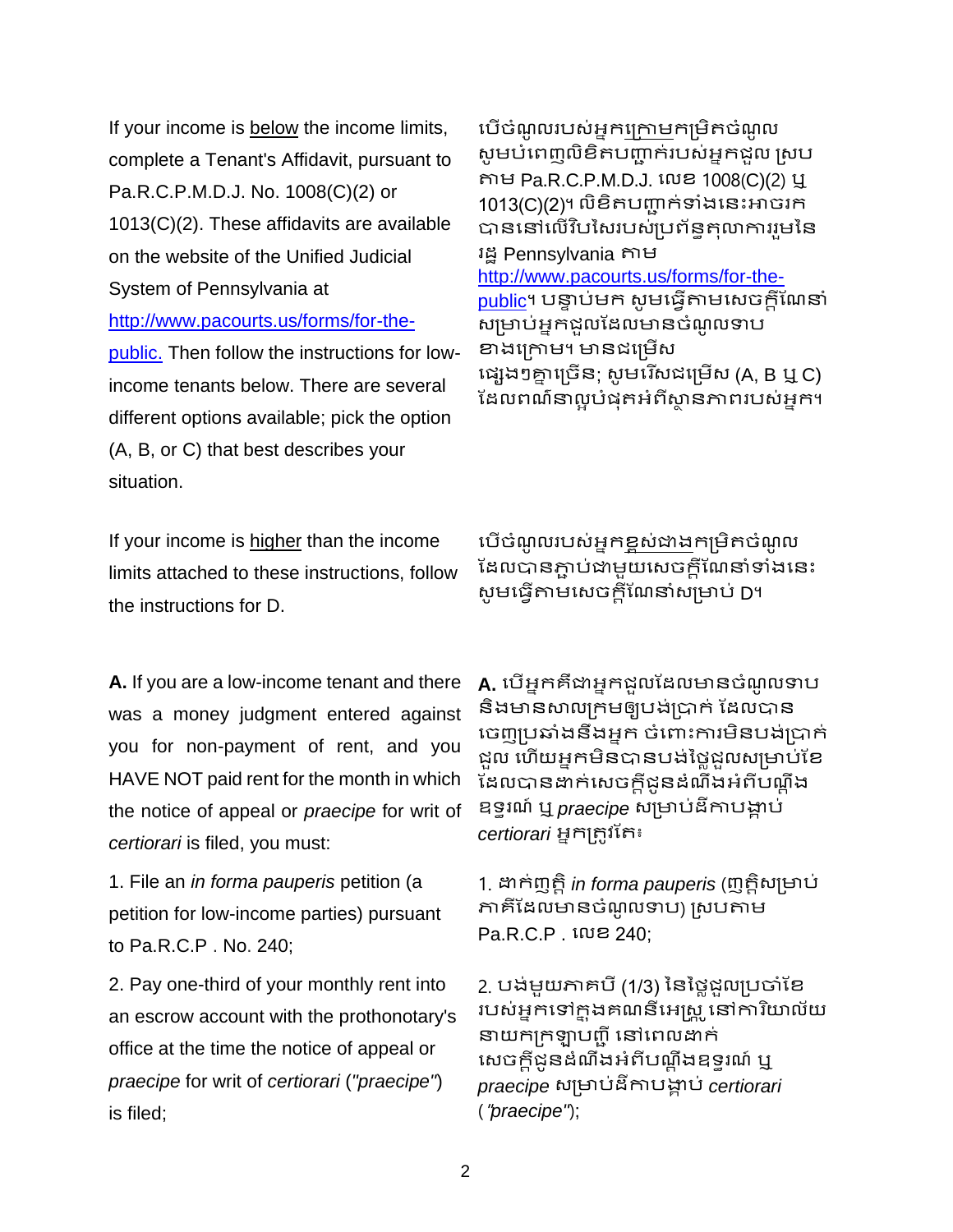If your income is below the income limits, complete a Tenant's Affidavit, pursuant to Pa.R.C.P.M.D.J. No. 1008(C)(2) or 1013(C)(2). These affidavits are available on the website of the Unified Judicial System of Pennsylvania at http://www.pacourts.us/forms/for-the-public. Then follow the instructions for low-income tenants below. There are several different options available; pick the option (A, B, or C) that best describes your situation.

បើចំណូលរបស់អ្នកក្រោមកម្រិតចំណូល សូមបំពេញលិខិតបញ្ជាក់របស់អ្នកជួល ស្របតាម Pa.R.C.P.M.D.J. លេខ 1008(C)(2) ឬ 1013(C)(2)។ លិខិតបញ្ជាក់ទាំងនេះអាចរកបាននៅលើវិបសៃរបស់ប្រព័ន្ធតុលាការរួមនៃរដ្ឋ Pennsylvania តាម http://www.pacourts.us/forms/for-the-public។ បន្ទាប់មក សូមធ្វើតាមសេចក្តីណែនាំសម្រាប់អ្នកជួលដែលមានចំណូលទាបខាងក្រោម។ មានជម្រើសផ្សេងៗគ្នាច្រើន; សូមរើសជម្រើស (A, B ឬ C) ដែលពណ៌នាល្អបំផុតអំពីស្ថានភាពរបស់អ្នក។

If your income is higher than the income limits attached to these instructions, follow the instructions for D.

បើចំណូលរបស់អ្នកខ្ពស់ជាងកម្រិតចំណូលដែលបានភ្ជាប់ជាមួយសេចក្តីណែនាំទាំងនេះ សូមធ្វើតាមសេចក្តីណែនាំសម្រាប់ D។

**A.** If you are a low-income tenant and there was a money judgment entered against you for non-payment of rent, and you HAVE NOT paid rent for the month in which the notice of appeal or *praecipe* for writ of *certiorari* is filed, you must:

1. File an *in forma pauperis* petition (a petition for low-income parties) pursuant to Pa.R.C.P . No. 240;

2. Pay one-third of your monthly rent into an escrow account with the prothonotary's office at the time the notice of appeal or *praecipe* for writ of *certiorari* (*"praecipe"*) is filed;

**A.** បើអ្នកគឺជាអ្នកជួលដែលមានចំណូលទាប និងមានសាលក្រមឲ្យបង់ប្រាក់ ដែលបានចេញប្រឆាំងនឹងអ្នក ចំពោះការមិនបង់ប្រាក់ជួល ហើយអ្នកមិនបានបង់ថ្លៃជួលសម្រាប់ខែដែលបានដាក់សេចក្តីជូនដំណឹងអំពីបណ្តឹងឧទ្ធរណ៍ ឬ *praecipe* សម្រាប់ដីកាបង្គាប់ *certiorari* អ្នកត្រូវតែ៖

1. ដាក់ញត្តិ *in forma pauperis* (ញត្តិសម្រាប់ភាគីដែលមានចំណូលទាប) ស្របតាម Pa.R.C.P . លេខ 240;

2. បង់មួយភាគបី (1/3) នៃថ្លៃជួលប្រចាំខែរបស់អ្នកទៅក្នុងគណនីអេស្រ្កូ នៅការិយាល័យនាយកក្រឡាបញ្ជី នៅពេលដាក់សេចក្តីជូនដំណឹងអំពីបណ្តឹងឧទ្ធរណ៍ ឬ *praecipe* សម្រាប់ដីកាបង្គាប់ *certiorari* (*"praecipe"*);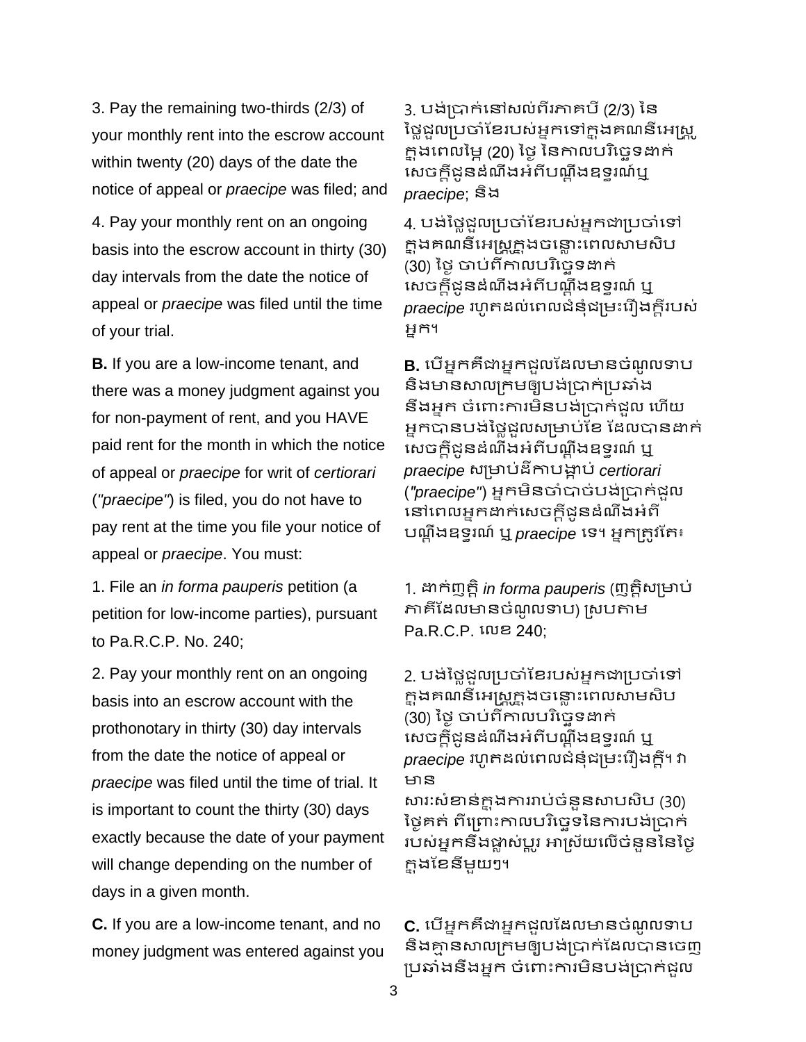3. Pay the remaining two-thirds (2/3) of your monthly rent into the escrow account within twenty (20) days of the date the notice of appeal or *praecipe* was filed; and

3. បង់ប្រាក់នៅសល់ពីរភាគបី (2/3) នៃថ្លៃជួលប្រចាំខែរបស់អ្នកទៅក្នុងគណនីអេស្រ្កូ ក្នុងពេលម្ភៃ (20) ថ្ងៃ នៃកាលបរិច្ឆេទដាក់សេចក្តីជូនដំណឹងអំពីបណ្តឹងឧទ្ធរណ៍ឬ *praecipe*; និង

4. Pay your monthly rent on an ongoing basis into the escrow account in thirty (30) day intervals from the date the notice of appeal or *praecipe* was filed until the time of your trial.

4. បង់ថ្លៃជួលប្រចាំខែរបស់អ្នកជាប្រចាំទៅក្នុងគណនីអេស្រ្កូក្នុងចន្លោះពេលសាមសិប (30) ថ្ងៃ ចាប់ពីកាលបរិច្ឆេទដាក់សេចក្តីជូនដំណឹងអំពីបណ្តឹងឧទ្ធរណ៍ ឬ *praecipe* រហូតដល់ពេលជំនុំជម្រះរឿងក្តីរបស់អ្នក។

**B.** If you are a low-income tenant, and there was a money judgment against you for non-payment of rent, and you HAVE paid rent for the month in which the notice of appeal or *praecipe* for writ of *certiorari* (*"praecipe"*) is filed, you do not have to pay rent at the time you file your notice of appeal or *praecipe*. You must:

**B.** បើអ្នកគឺជាអ្នកជួលដែលមានចំណូលទាប និងមានសាលក្រមឲ្យបង់ប្រាក់ប្រឆាំងនឹងអ្នក ចំពោះការមិនបង់ប្រាក់ជួល ហើយអ្នកបានបង់ថ្លៃជួលសម្រាប់ខែ ដែលបានដាក់សេចក្តីជូនដំណឹងអំពីបណ្តឹងឧទ្ធរណ៍ ឬ *praecipe* សម្រាប់ដីកាបង្គាប់ *certiorari* (*"praecipe"*) អ្នកមិនចាំបាច់បង់ប្រាក់ជួលនៅពេលអ្នកដាក់សេចក្តីជូនដំណឹងអំពីបណ្តឹងឧទ្ធរណ៍ ឬ *praecipe* ទេ។ អ្នកត្រូវតែ៖

1. File an *in forma pauperis* petition (a petition for low-income parties), pursuant to Pa.R.C.P. No. 240;

1. ដាក់ញត្តិ *in forma pauperis* (ញត្តិសម្រាប់ភាគីដែលមានចំណូលទាប) ស្របតាម Pa.R.C.P. លេខ 240;

2. Pay your monthly rent on an ongoing basis into an escrow account with the prothonotary in thirty (30) day intervals from the date the notice of appeal or *praecipe* was filed until the time of trial. It is important to count the thirty (30) days exactly because the date of your payment will change depending on the number of days in a given month.

2. បង់ថ្លៃជួលប្រចាំខែរបស់អ្នកជាប្រចាំទៅក្នុងគណនីអេស្រ្កូក្នុងចន្លោះពេលសាមសិប (30) ថ្ងៃ ចាប់ពីកាលបរិច្ឆេទដាក់សេចក្តីជូនដំណឹងអំពីបណ្តឹងឧទ្ធរណ៍ ឬ *praecipe* រហូតដល់ពេលជំនុំជម្រះរឿងក្តី។ វាមានសារៈសំខាន់ក្នុងការរាប់ចំនួនសាមសិប (30) ថ្ងៃគត់ ពីព្រោះកាលបរិច្ឆេទនៃការបង់ប្រាក់របស់អ្នកនឹងផ្លាស់ប្តូរ អាស្រ័យលើចំនួននៃថ្ងៃក្នុងខែនីមួយៗ។

**C.** If you are a low-income tenant, and no money judgment was entered against you

**C.** បើអ្នកគឺជាអ្នកជួលដែលមានចំណូលទាប និងគ្មានសាលក្រមឲ្យបង់ប្រាក់ដែលបានចេញប្រឆាំងនឹងអ្នក ចំពោះការមិនបង់ប្រាក់ជួល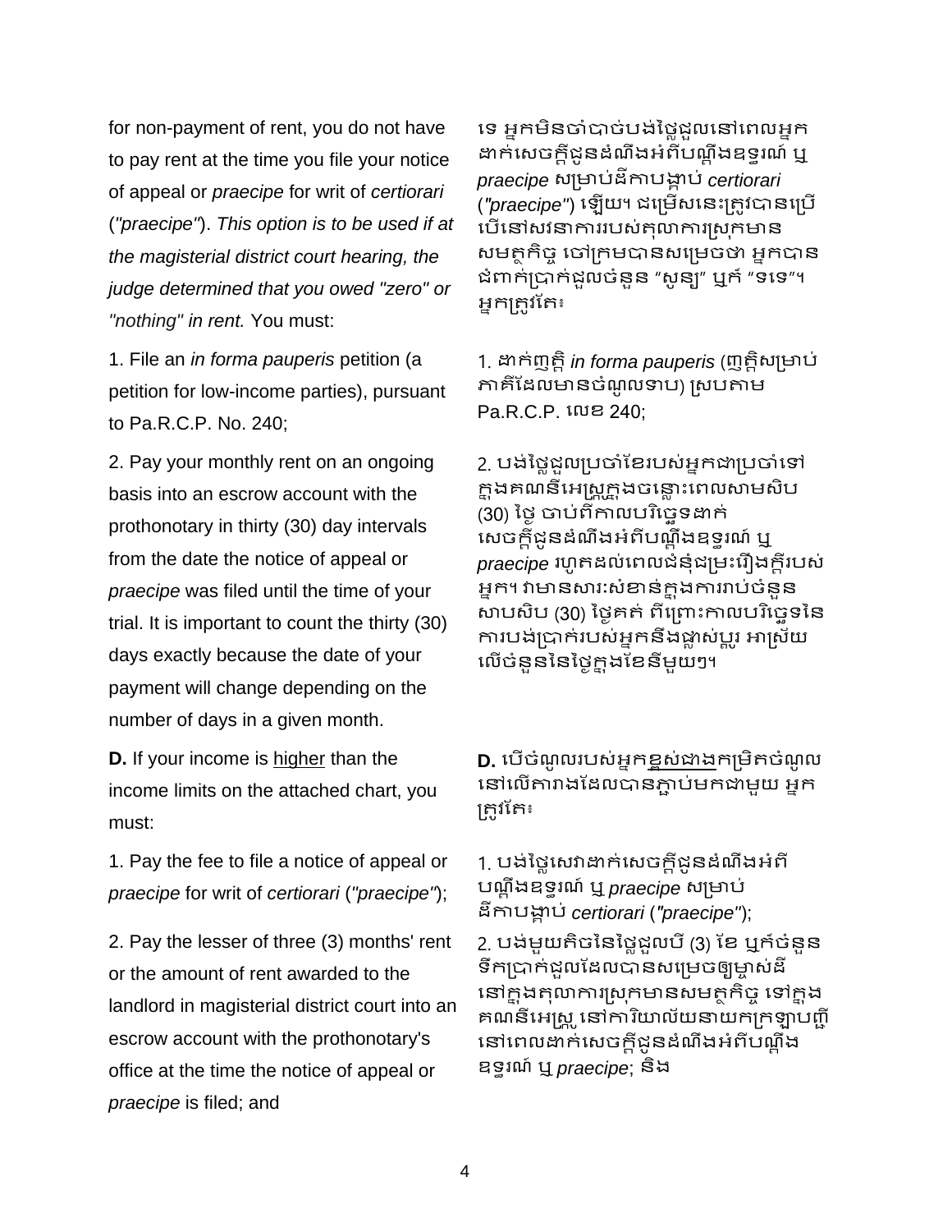for non-payment of rent, you do not have to pay rent at the time you file your notice of appeal or *praecipe* for writ of *certiorari* (*"praecipe"*). *This option is to be used if at the magisterial district court hearing, the judge determined that you owed "zero" or "nothing" in rent.* You must:

1. File an *in forma pauperis* petition (a petition for low-income parties), pursuant to Pa.R.C.P. No. 240;

2. Pay your monthly rent on an ongoing basis into an escrow account with the prothonotary in thirty (30) day intervals from the date the notice of appeal or *praecipe* was filed until the time of your trial. It is important to count the thirty (30) days exactly because the date of your payment will change depending on the number of days in a given month.

**D.** If your income is <u>higher</u> than the income limits on the attached chart, you must:

1. Pay the fee to file a notice of appeal or *praecipe* for writ of *certiorari* (*"praecipe"*);

2. Pay the lesser of three (3) months' rent or the amount of rent awarded to the landlord in magisterial district court into an escrow account with the prothonotary's office at the time the notice of appeal or *praecipe* is filed; and

ទេ អ្នកមិនចាំបាច់បង់ថ្លៃជួលនៅពេលអ្នកដាក់សេចក្ដីជូនដំណឹងអំពីបណ្ដឹងឧទ្ធរណ៍ ឬ *praecipe* សម្រាប់ដីកាបង្គាប់ *certiorari* (*"praecipe"*) ឡើយ។ ជម្រើសនេះត្រូវបានប្រើ បើនៅសវនាការរបស់តុលាការស្រុកមានសមត្ថកិច្ច ចៅក្រមបានសម្រេចថា អ្នកបានជំពាក់ប្រាក់ជួលចំនួន "សូន្យ" ឬក៏ "ទទេ"។ អ្នកត្រូវតែ៖

1. ដាក់ញត្តិ *in forma pauperis* (ញត្តិសម្រាប់ភាគីដែលមានចំណូលទាប) ស្របតាម Pa.R.C.P. លេខ 240;

2. បង់ថ្លៃជួលប្រចាំខែរបស់អ្នកជាប្រចាំទៅក្នុងគណនីអេស្គ្រូក្នុងចន្លោះពេលសាមសិប (30) ថ្ងៃ ចាប់ពីកាលបរិច្ឆេទដាក់សេចក្ដីជូនដំណឹងអំពីបណ្ដឹងឧទ្ធរណ៍ ឬ *praecipe* រហូតដល់ពេលជំនុំជម្រះរឿងក្ដីរបស់អ្នក។ វាមានសារៈសំខាន់ក្នុងការរាប់ចំនួនសាបសិប (30) ថ្ងៃគត់ ពីព្រោះកាលបរិច្ឆេទនៃការបង់ប្រាក់របស់អ្នកនឹងផ្លាស់ប្ដូរ អាស្រ័យលើចំនួននៃថ្ងៃក្នុងខែនីមួយៗ។

**D.** បើចំណូលរបស់អ្នក<u>ខ្ពស់ជាង</u>កម្រិតចំណូលនៅលើតារាងដែលបានភ្ជាប់មកជាមួយ អ្នកត្រូវតែ៖

1. បង់ថ្លៃសេវាដាក់សេចក្ដីជូនដំណឹងអំពីបណ្ដឹងឧទ្ធរណ៍ ឬ *praecipe* សម្រាប់ដីកាបង្គាប់ *certiorari* (*"praecipe"*);

2. បង់មួយតិចនៃថ្លៃជួលបី (3) ខែ ឬក៏ចំនួនទឹកប្រាក់ជួលដែលបានសម្រេចឲ្យម្ចាស់ដីនៅក្នុងតុលាការស្រុកមានសមត្ថកិច្ច ទៅក្នុងគណនីអេស្គ្រូ នៅការិយាល័យនាយកក្រឡាបញ្ជី នៅពេលដាក់សេចក្ដីជូនដំណឹងអំពីបណ្ដឹងឧទ្ធរណ៍ ឬ *praecipe*; និង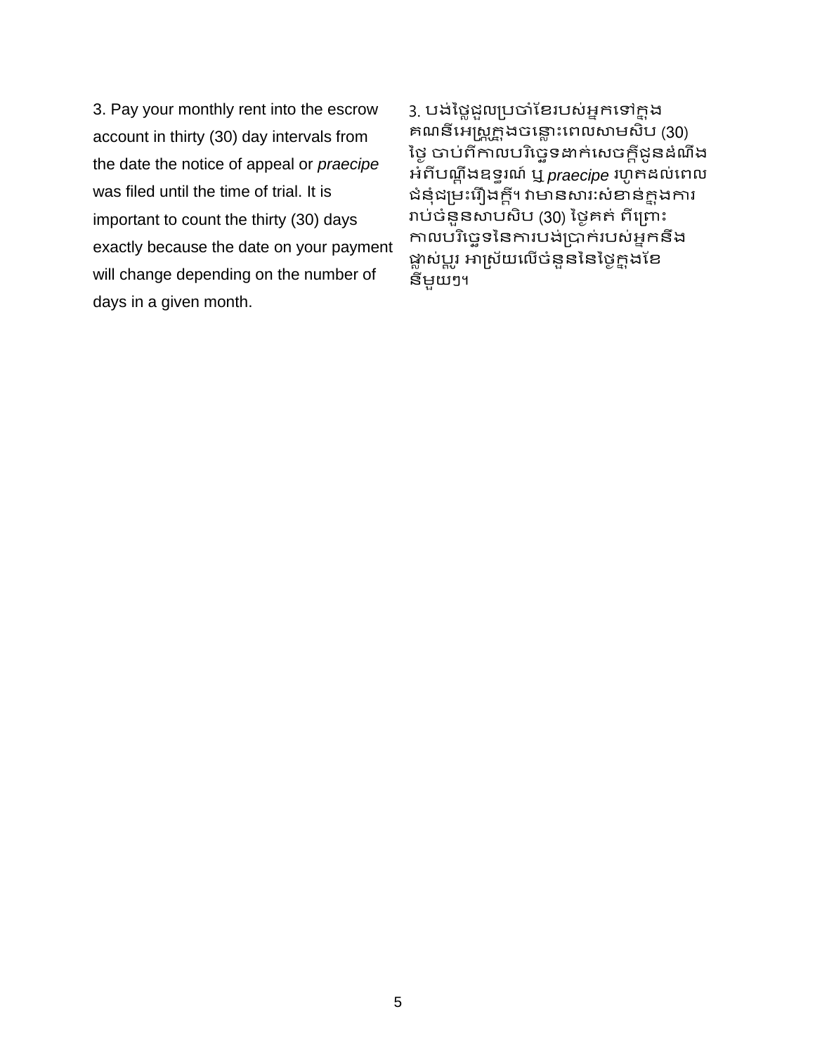3. Pay your monthly rent into the escrow account in thirty (30) day intervals from the date the notice of appeal or *praecipe* was filed until the time of trial. It is important to count the thirty (30) days exactly because the date on your payment will change depending on the number of days in a given month.

3. បង់ថ្លៃជួលប្រចាំខែរបស់អ្នកទៅក្នុងគណនីអេស្រូក្នុងចន្លោះពេលសាមសិប (30) ថ្ងៃ ចាប់ពីកាលបរិច្ឆេទដាក់សេចក្តីជូនដំណឹងអំពីបណ្តឹងឧទ្ធរណ៍ ឬ *praecipe* រហូតដល់ពេលជំនុំជម្រះរឿងក្តី។ វាមានសារៈសំខាន់ក្នុងការរាប់ចំនួនសាបសិប (30) ថ្ងៃគត់ ពីព្រោះកាលបរិច្ឆេទនៃការបង់ប្រាក់របស់អ្នកនឹងផ្លាស់ប្តូរ អាស្រ័យលើចំនួននៃថ្ងៃក្នុងខែនីមួយៗ។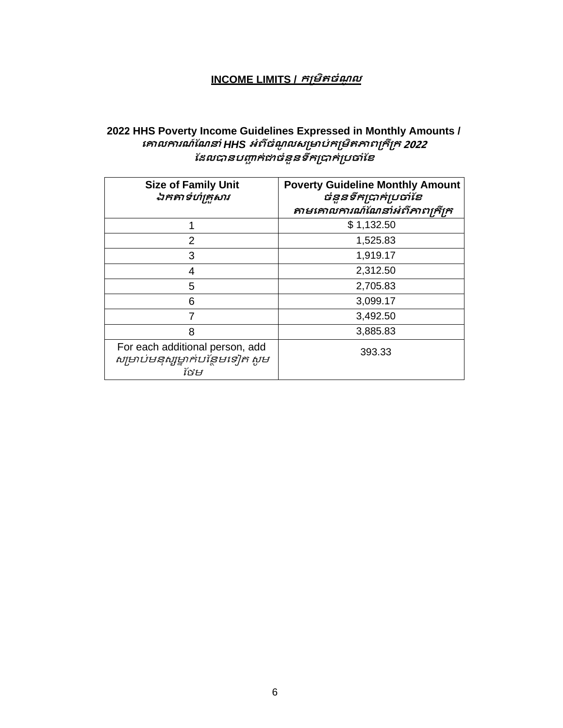## **INCOME LIMITS / *កម្រិតចំណូល***

### 2022 HHS Poverty Income Guidelines Expressed in Monthly Amounts / *គោលការណ៍ណែនាំ HHS អំពីចំណូលសម្រាប់កម្រិតភាពក្រីក្រ 2022 ដែលបានបញ្ជាក់ជាចំនួនទឹកប្រាក់ប្រចាំខែ*

| **Size of Family Unit**<br>***ឯកតាទំហំគ្រួសារ*** | **Poverty Guideline Monthly Amount**<br>***ចំនួនទឹកប្រាក់ប្រចាំខែ តាមគោលការណ៍ណែនាំអំពីភាពក្រីក្រ*** |
|---|---|
| 1 | $ 1,132.50 |
| 2 | 1,525.83 |
| 3 | 1,919.17 |
| 4 | 2,312.50 |
| 5 | 2,705.83 |
| 6 | 3,099.17 |
| 7 | 3,492.50 |
| 8 | 3,885.83 |
| For each additional person, add<br>*សម្រាប់មនុស្សម្នាក់បន្ថែមទៀត សូមថែម* | 393.33 |